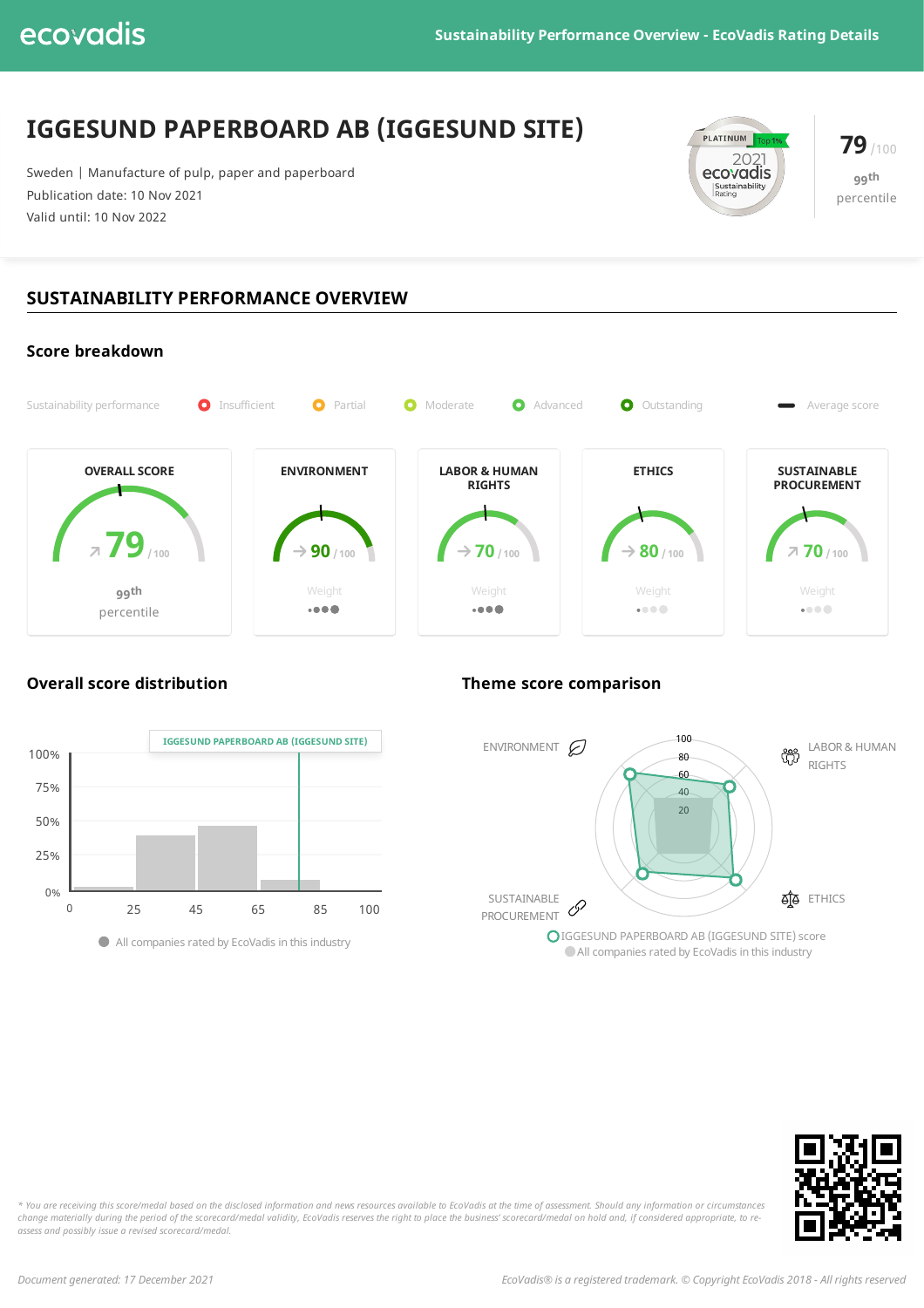# IGGESUND PAPERBOARD AB (IGGESUND SITE)

Sweden | Manufacture of pulp, paper and paperboard
Publication date: 10 Nov 2021
Valid until: 10 Nov 2022

PLATINUM Top 1% 2021 ecovadis Sustainability Rating

**79** /100
99th percentile

## SUSTAINABILITY PERFORMANCE OVERVIEW

### Score breakdown

Sustainability performance: Insufficient | Partial | Moderate | Advanced | Outstanding | Average score

| OVERALL SCORE | ENVIRONMENT | LABOR & HUMAN RIGHTS | ETHICS | SUSTAINABLE PROCUREMENT |
|---|---|---|---|---|
| 79 / 100 | 90 / 100 | 70 / 100 | 80 / 100 | 70 / 100 |
| 99th percentile | Weight ●●●● | Weight ●●●● | Weight ●○○○ | Weight ●○○○ |

### Overall score distribution

IGGESUND PAPERBOARD AB (IGGESUND SITE)

All companies rated by EcoVadis in this industry

### Theme score comparison

ENVIRONMENT | LABOR & HUMAN RIGHTS | ETHICS | SUSTAINABLE PROCUREMENT

IGGESUND PAPERBOARD AB (IGGESUND SITE) score
All companies rated by EcoVadis in this industry

*\* You are receiving this score/medal based on the disclosed information and news resources available to EcoVadis at the time of assessment. Should any information or circumstances change materially during the period of the scorecard/medal validity, EcoVadis reserves the right to place the business' scorecard/medal on hold and, if considered appropriate, to re-assess and possibly issue a revised scorecard/medal.*

*Document generated: 17 December 2021*

*EcoVadis® is a registered trademark. © Copyright EcoVadis 2018 - All rights reserved*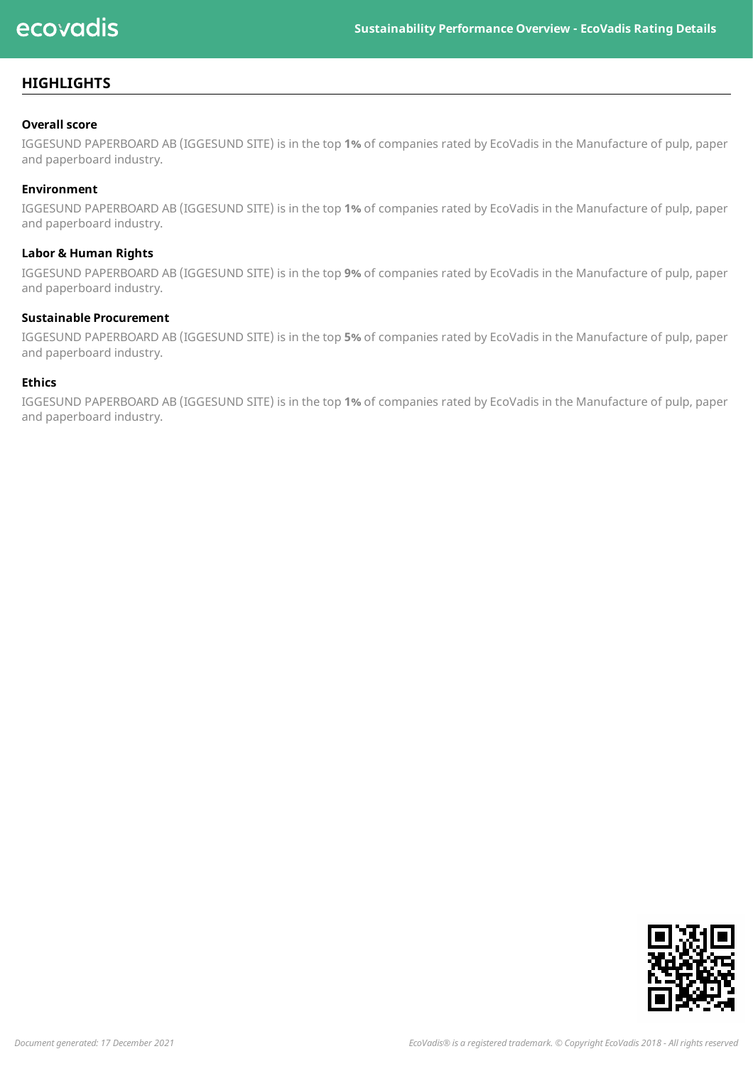## HIGHLIGHTS

**Overall score**

IGGESUND PAPERBOARD AB (IGGESUND SITE) is in the top **1%** of companies rated by EcoVadis in the Manufacture of pulp, paper and paperboard industry.

**Environment**

IGGESUND PAPERBOARD AB (IGGESUND SITE) is in the top **1%** of companies rated by EcoVadis in the Manufacture of pulp, paper and paperboard industry.

**Labor & Human Rights**

IGGESUND PAPERBOARD AB (IGGESUND SITE) is in the top **9%** of companies rated by EcoVadis in the Manufacture of pulp, paper and paperboard industry.

**Sustainable Procurement**

IGGESUND PAPERBOARD AB (IGGESUND SITE) is in the top **5%** of companies rated by EcoVadis in the Manufacture of pulp, paper and paperboard industry.

**Ethics**

IGGESUND PAPERBOARD AB (IGGESUND SITE) is in the top **1%** of companies rated by EcoVadis in the Manufacture of pulp, paper and paperboard industry.

*Document generated: 17 December 2021*

*EcoVadis® is a registered trademark. © Copyright EcoVadis 2018 - All rights reserved*